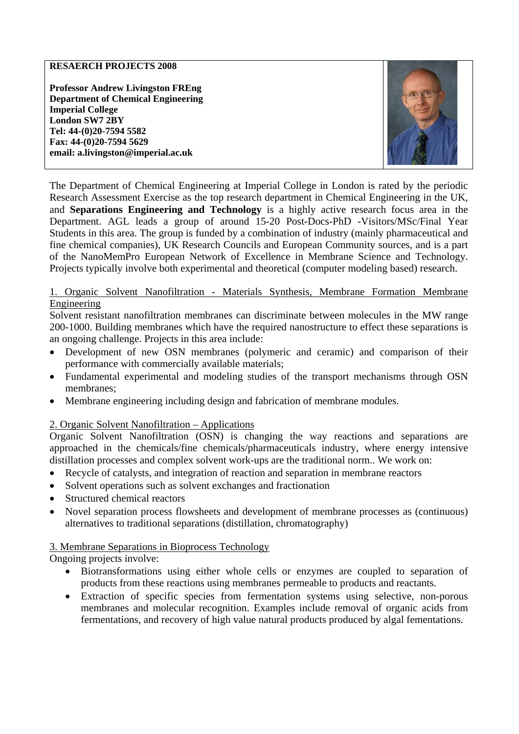**RESEARCH PROJECTS 2008**

**Professor Andrew Livingston FREng**
**Department of Chemical Engineering**
**Imperial College**
**London SW7 2BY**
**Tel: 44-(0)20-7594 5582**
**Fax: 44-(0)20-7594 5629**
**email: a.livingston@imperial.ac.uk**

The Department of Chemical Engineering at Imperial College in London is rated by the periodic Research Assessment Exercise as the top research department in Chemical Engineering in the UK, and **Separations Engineering and Technology** is a highly active research focus area in the Department. AGL leads a group of around 15-20 Post-Docs-PhD -Visitors/MSc/Final Year Students in this area. The group is funded by a combination of industry (mainly pharmaceutical and fine chemical companies), UK Research Councils and European Community sources, and is a part of the NanoMemPro European Network of Excellence in Membrane Science and Technology. Projects typically involve both experimental and theoretical (computer modeling based) research.

## 1. Organic Solvent Nanofiltration - Materials Synthesis, Membrane Formation Membrane Engineering

Solvent resistant nanofiltration membranes can discriminate between molecules in the MW range 200-1000. Building membranes which have the required nanostructure to effect these separations is an ongoing challenge. Projects in this area include:

- Development of new OSN membranes (polymeric and ceramic) and comparison of their performance with commercially available materials;
- Fundamental experimental and modeling studies of the transport mechanisms through OSN membranes;
- Membrane engineering including design and fabrication of membrane modules.

## 2. Organic Solvent Nanofiltration – Applications

Organic Solvent Nanofiltration (OSN) is changing the way reactions and separations are approached in the chemicals/fine chemicals/pharmaceuticals industry, where energy intensive distillation processes and complex solvent work-ups are the traditional norm.. We work on:

- Recycle of catalysts, and integration of reaction and separation in membrane reactors
- Solvent operations such as solvent exchanges and fractionation
- Structured chemical reactors
- Novel separation process flowsheets and development of membrane processes as (continuous) alternatives to traditional separations (distillation, chromatography)

## 3. Membrane Separations in Bioprocess Technology

Ongoing projects involve:

- Biotransformations using either whole cells or enzymes are coupled to separation of products from these reactions using membranes permeable to products and reactants.
- Extraction of specific species from fermentation systems using selective, non-porous membranes and molecular recognition. Examples include removal of organic acids from fermentations, and recovery of high value natural products produced by algal fementations.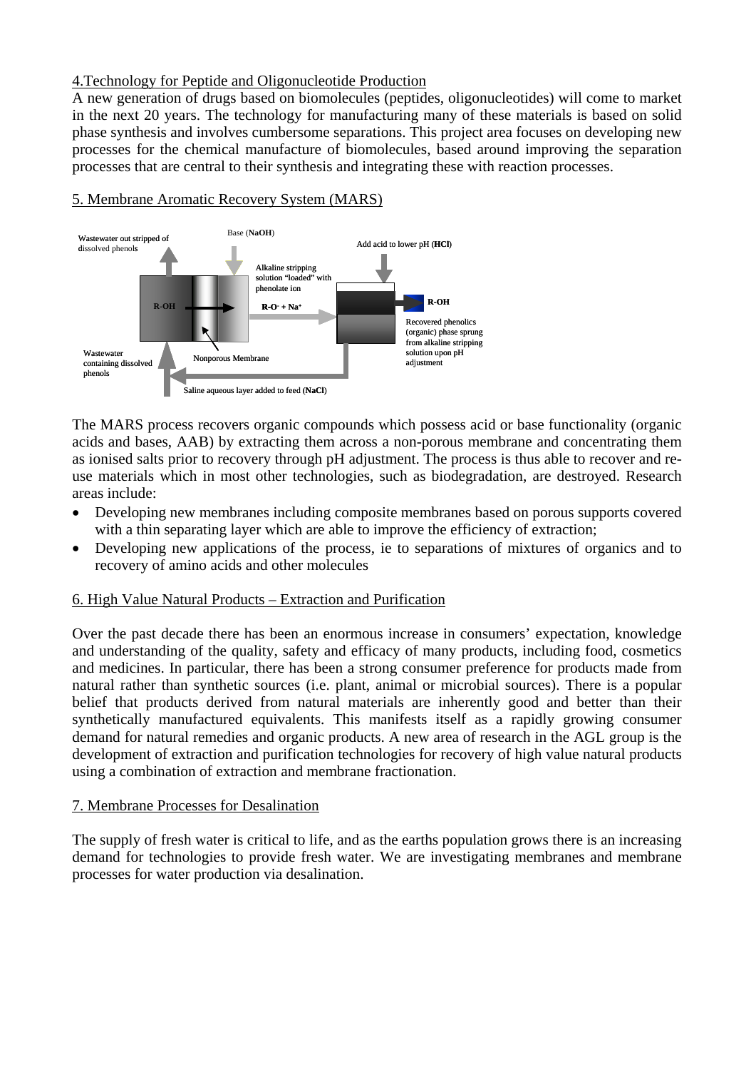## 4.Technology for Peptide and Oligonucleotide Production

A new generation of drugs based on biomolecules (peptides, oligonucleotides) will come to market in the next 20 years. The technology for manufacturing many of these materials is based on solid phase synthesis and involves cumbersome separations. This project area focuses on developing new processes for the chemical manufacture of biomolecules, based around improving the separation processes that are central to their synthesis and integrating these with reaction processes.

## 5. Membrane Aromatic Recovery System (MARS)

Wastewater out stripped of dissolved phenols

Base (**NaOH**)

Add acid to lower pH (**HCl**)

Alkaline stripping solution "loaded" with phenolate ion

R-OH

$R\text{-}O^{-} + Na^{+}$

R-OH

Recovered phenolics (organic) phase sprung from alkaline stripping solution upon pH adjustment

Wastewater containing dissolved phenols

Nonporous Membrane

Saline aqueous layer added to feed (**NaCl**)

The MARS process recovers organic compounds which possess acid or base functionality (organic acids and bases, AAB) by extracting them across a non-porous membrane and concentrating them as ionised salts prior to recovery through pH adjustment. The process is thus able to recover and re-use materials which in most other technologies, such as biodegradation, are destroyed. Research areas include:

- Developing new membranes including composite membranes based on porous supports covered with a thin separating layer which are able to improve the efficiency of extraction;
- Developing new applications of the process, ie to separations of mixtures of organics and to recovery of amino acids and other molecules

## 6. High Value Natural Products – Extraction and Purification

Over the past decade there has been an enormous increase in consumers' expectation, knowledge and understanding of the quality, safety and efficacy of many products, including food, cosmetics and medicines. In particular, there has been a strong consumer preference for products made from natural rather than synthetic sources (i.e. plant, animal or microbial sources). There is a popular belief that products derived from natural materials are inherently good and better than their synthetically manufactured equivalents. This manifests itself as a rapidly growing consumer demand for natural remedies and organic products. A new area of research in the AGL group is the development of extraction and purification technologies for recovery of high value natural products using a combination of extraction and membrane fractionation.

## 7. Membrane Processes for Desalination

The supply of fresh water is critical to life, and as the earths population grows there is an increasing demand for technologies to provide fresh water. We are investigating membranes and membrane processes for water production via desalination.